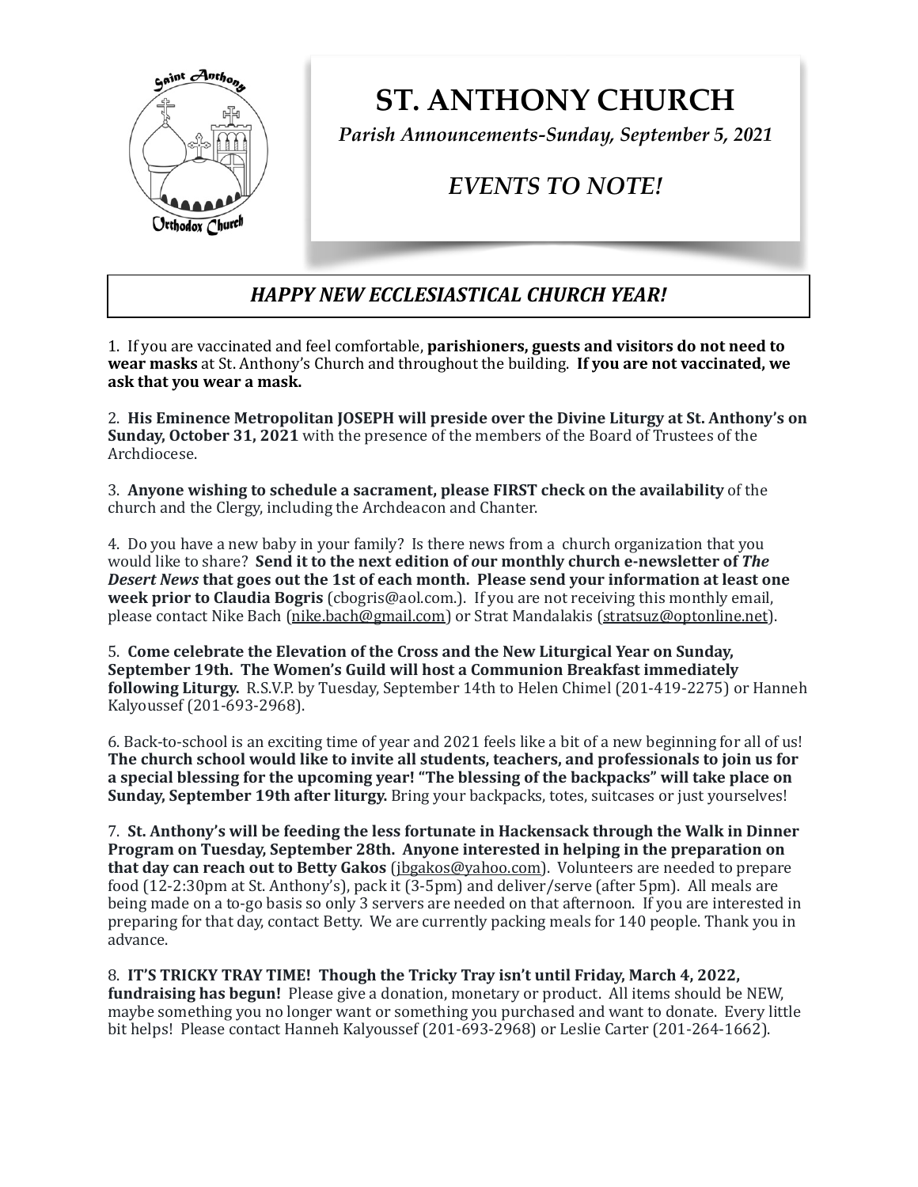# ST. ANTHONY CHURCH

*Parish Announcements-Sunday, September 5, 2021*

## *EVENTS TO NOTE!*

***HAPPY NEW ECCLESIASTICAL CHURCH YEAR!***

1. If you are vaccinated and feel comfortable, **parishioners, guests and visitors do not need to wear masks** at St. Anthony's Church and throughout the building. **If you are not vaccinated, we ask that you wear a mask.**

2. **His Eminence Metropolitan JOSEPH will preside over the Divine Liturgy at St. Anthony's on Sunday, October 31, 2021** with the presence of the members of the Board of Trustees of the Archdiocese.

3. **Anyone wishing to schedule a sacrament, please FIRST check on the availability** of the church and the Clergy, including the Archdeacon and Chanter.

4. Do you have a new baby in your family? Is there news from a church organization that you would like to share? **Send it to the next edition of our monthly church e-newsletter of *The Desert News* that goes out the 1st of each month. Please send your information at least one week prior to Claudia Bogris** (cbogris@aol.com.). If you are not receiving this monthly email, please contact Nike Bach (nike.bach@gmail.com) or Strat Mandalakis (stratsuz@optonline.net).

5. **Come celebrate the Elevation of the Cross and the New Liturgical Year on Sunday, September 19th. The Women's Guild will host a Communion Breakfast immediately following Liturgy.** R.S.V.P. by Tuesday, September 14th to Helen Chimel (201-419-2275) or Hanneh Kalyoussef (201-693-2968).

6. Back-to-school is an exciting time of year and 2021 feels like a bit of a new beginning for all of us! **The church school would like to invite all students, teachers, and professionals to join us for a special blessing for the upcoming year! "The blessing of the backpacks" will take place on Sunday, September 19th after liturgy.** Bring your backpacks, totes, suitcases or just yourselves!

7. **St. Anthony's will be feeding the less fortunate in Hackensack through the Walk in Dinner Program on Tuesday, September 28th. Anyone interested in helping in the preparation on that day can reach out to Betty Gakos** (jbgakos@yahoo.com). Volunteers are needed to prepare food (12-2:30pm at St. Anthony's), pack it (3-5pm) and deliver/serve (after 5pm). All meals are being made on a to-go basis so only 3 servers are needed on that afternoon. If you are interested in preparing for that day, contact Betty. We are currently packing meals for 140 people. Thank you in advance.

8. **IT'S TRICKY TRAY TIME! Though the Tricky Tray isn't until Friday, March 4, 2022, fundraising has begun!** Please give a donation, monetary or product. All items should be NEW, maybe something you no longer want or something you purchased and want to donate. Every little bit helps! Please contact Hanneh Kalyoussef (201-693-2968) or Leslie Carter (201-264-1662).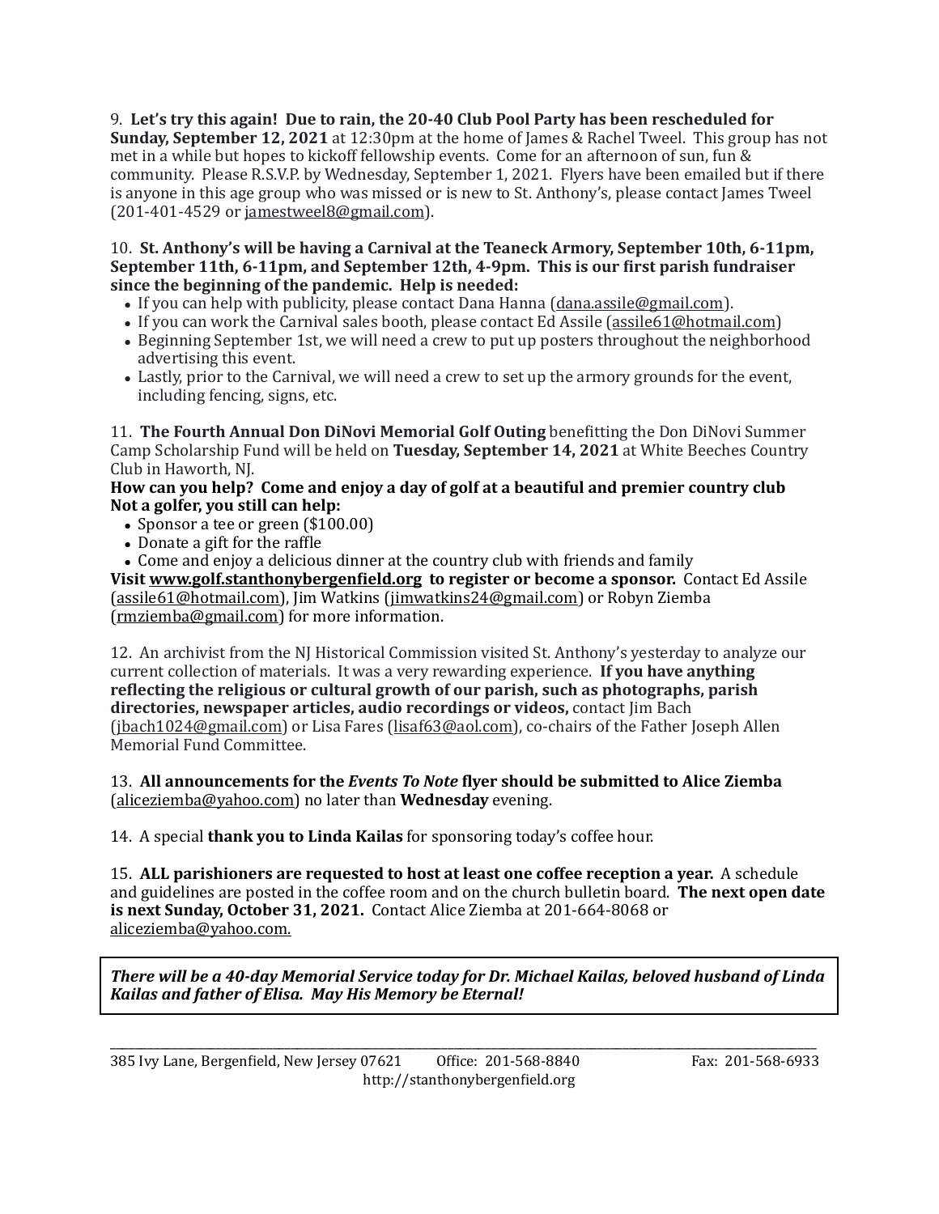9. **Let's try this again! Due to rain, the 20-40 Club Pool Party has been rescheduled for Sunday, September 12, 2021** at 12:30pm at the home of James & Rachel Tweel. This group has not met in a while but hopes to kickoff fellowship events. Come for an afternoon of sun, fun & community. Please R.S.V.P. by Wednesday, September 1, 2021. Flyers have been emailed but if there is anyone in this age group who was missed or is new to St. Anthony's, please contact James Tweel (201-401-4529 or jamestweel8@gmail.com).

10. **St. Anthony's will be having a Carnival at the Teaneck Armory, September 10th, 6-11pm, September 11th, 6-11pm, and September 12th, 4-9pm. This is our first parish fundraiser since the beginning of the pandemic. Help is needed:**

- If you can help with publicity, please contact Dana Hanna (dana.assile@gmail.com).
- If you can work the Carnival sales booth, please contact Ed Assile (assile61@hotmail.com)
- Beginning September 1st, we will need a crew to put up posters throughout the neighborhood advertising this event.
- Lastly, prior to the Carnival, we will need a crew to set up the armory grounds for the event, including fencing, signs, etc.

11. **The Fourth Annual Don DiNovi Memorial Golf Outing** benefitting the Don DiNovi Summer Camp Scholarship Fund will be held on **Tuesday, September 14, 2021** at White Beeches Country Club in Haworth, NJ.

**How can you help? Come and enjoy a day of golf at a beautiful and premier country club Not a golfer, you still can help:**

- Sponsor a tee or green ($100.00)
- Donate a gift for the raffle
- Come and enjoy a delicious dinner at the country club with friends and family

**Visit www.golf.stanthonybergenfield.org to register or become a sponsor.** Contact Ed Assile (assile61@hotmail.com), Jim Watkins (jimwatkins24@gmail.com) or Robyn Ziemba (rmziemba@gmail.com) for more information.

12. An archivist from the NJ Historical Commission visited St. Anthony's yesterday to analyze our current collection of materials. It was a very rewarding experience. **If you have anything reflecting the religious or cultural growth of our parish, such as photographs, parish directories, newspaper articles, audio recordings or videos,** contact Jim Bach (jbach1024@gmail.com) or Lisa Fares (lisaf63@aol.com), co-chairs of the Father Joseph Allen Memorial Fund Committee.

13. **All announcements for the *Events To Note* flyer should be submitted to Alice Ziemba** (aliceziemba@yahoo.com) no later than **Wednesday** evening.

14. A special **thank you to Linda Kailas** for sponsoring today's coffee hour.

15. **ALL parishioners are requested to host at least one coffee reception a year.** A schedule and guidelines are posted in the coffee room and on the church bulletin board. **The next open date is next Sunday, October 31, 2021.** Contact Alice Ziemba at 201-664-8068 or aliceziemba@yahoo.com.

***There will be a 40-day Memorial Service today for Dr. Michael Kailas, beloved husband of Linda Kailas and father of Elisa. May His Memory be Eternal!***

385 Ivy Lane, Bergenfield, New Jersey 07621 Office: 201-568-8840 Fax: 201-568-6933
http://stanthonybergenfield.org